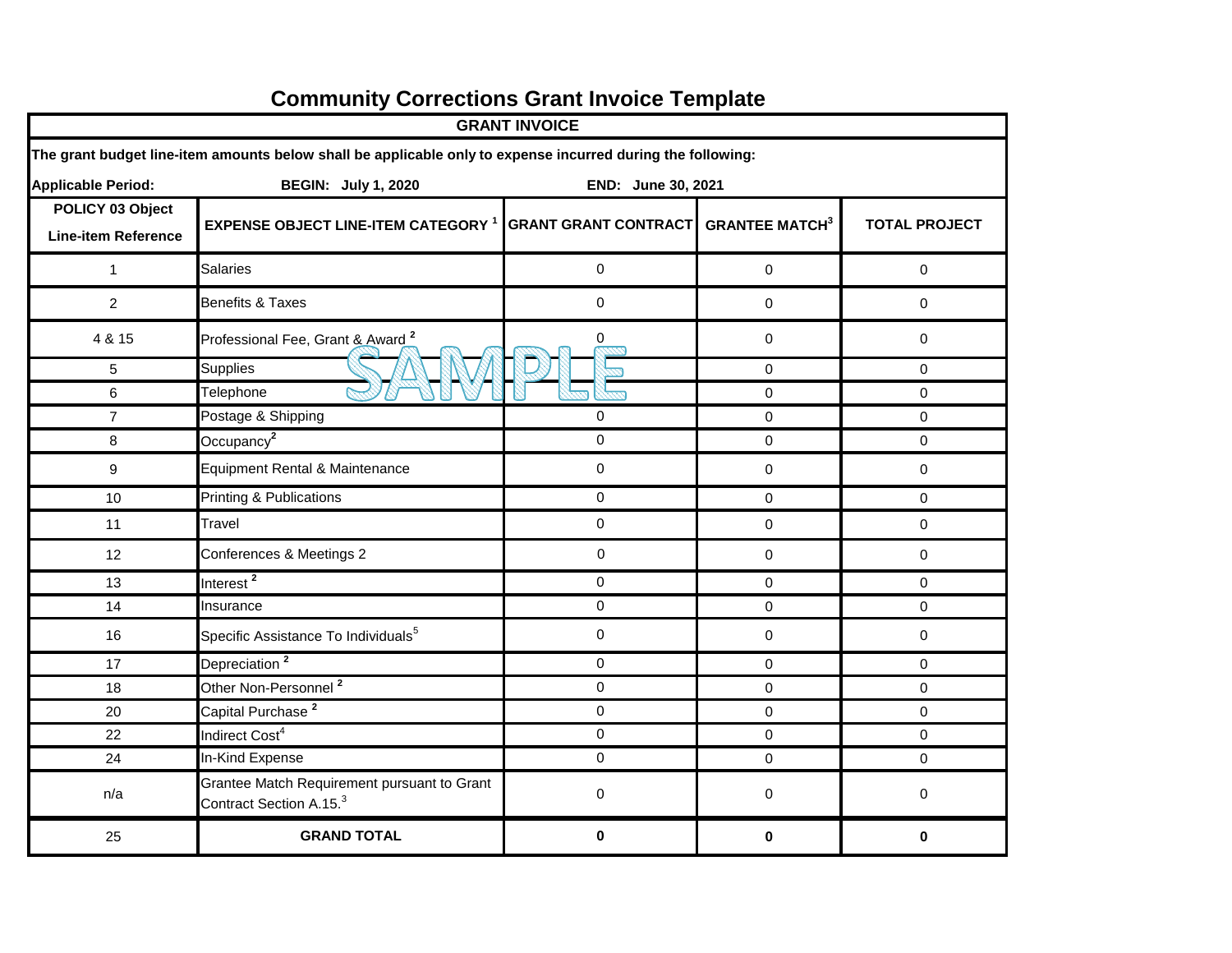# Community Corrections Grant Invoice Template

| GRANT INVOICE | | | | |
|---|---|---|---|---|
| **The grant budget line-item amounts below shall be applicable only to expense incurred during the following:** | | | | |
| **Applicable Period:** | **BEGIN: July 1, 2020** | **END: June 30, 2021** | | |
| **POLICY 03 Object Line-item Reference** | **EXPENSE OBJECT LINE-ITEM CATEGORY [1]** | **GRANT GRANT CONTRACT** | **GRANTEE MATCH[3]** | **TOTAL PROJECT** |
| 1 | Salaries | 0 | 0 | 0 |
| 2 | Benefits & Taxes | 0 | 0 | 0 |
| 4 & 15 | Professional Fee, Grant & Award [2] | 0 | 0 | 0 |
| 5 | Supplies | | 0 | 0 |
| 6 | Telephone | | 0 | 0 |
| 7 | Postage & Shipping | 0 | 0 | 0 |
| 8 | Occupancy[2] | 0 | 0 | 0 |
| 9 | Equipment Rental & Maintenance | 0 | 0 | 0 |
| 10 | Printing & Publications | 0 | 0 | 0 |
| 11 | Travel | 0 | 0 | 0 |
| 12 | Conferences & Meetings 2 | 0 | 0 | 0 |
| 13 | Interest [2] | 0 | 0 | 0 |
| 14 | Insurance | 0 | 0 | 0 |
| 16 | Specific Assistance To Individuals[5] | 0 | 0 | 0 |
| 17 | Depreciation [2] | 0 | 0 | 0 |
| 18 | Other Non-Personnel [2] | 0 | 0 | 0 |
| 20 | Capital Purchase [2] | 0 | 0 | 0 |
| 22 | Indirect Cost[4] | 0 | 0 | 0 |
| 24 | In-Kind Expense | 0 | 0 | 0 |
| n/a | Grantee Match Requirement pursuant to Grant Contract Section A.15.[3] | 0 | 0 | 0 |
| 25 | **GRAND TOTAL** | **0** | **0** | **0** |

SAMPLE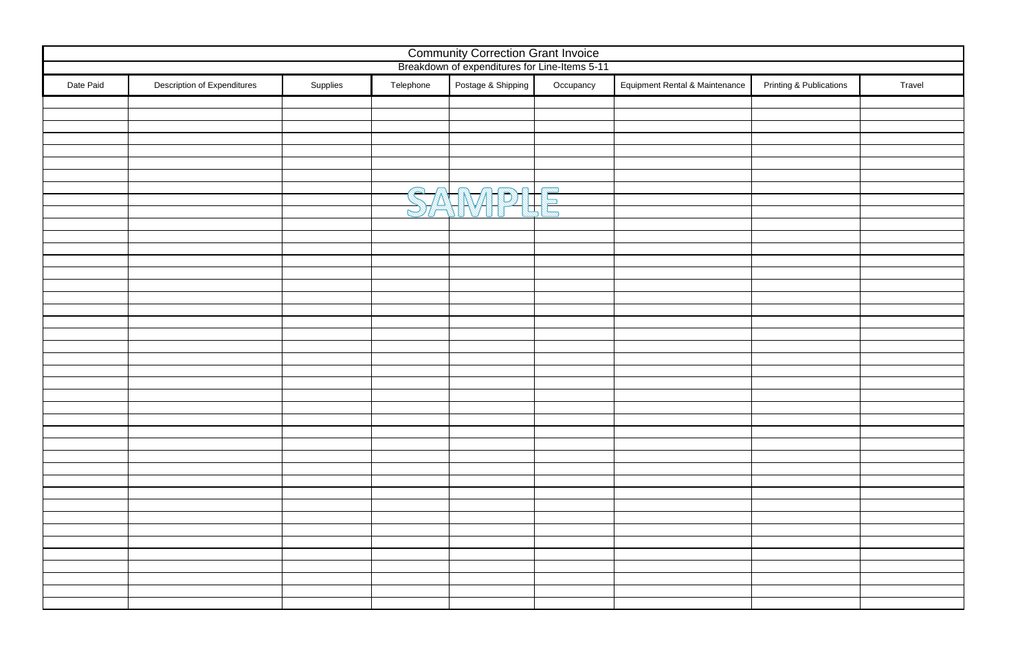# Community Correction Grant Invoice

## Breakdown of expenditures for Line-Items 5-11

SAMPLE

| Date Paid | Description of Expenditures | Supplies | Telephone | Postage & Shipping | Occupancy | Equipment Rental & Maintenance | Printing & Publications | Travel |
|---|---|---|---|---|---|---|---|---|
| | | | | | | | | |
| | | | | | | | | |
| | | | | | | | | |
| | | | | | | | | |
| | | | | | | | | |
| | | | | | | | | |
| | | | | | | | | |
| | | | | | | | | |
| | | | | | | | | |
| | | | | | | | | |
| | | | | | | | | |
| | | | | | | | | |
| | | | | | | | | |
| | | | | | | | | |
| | | | | | | | | |
| | | | | | | | | |
| | | | | | | | | |
| | | | | | | | | |
| | | | | | | | | |
| | | | | | | | | |
| | | | | | | | | |
| | | | | | | | | |
| | | | | | | | | |
| | | | | | | | | |
| | | | | | | | | |
| | | | | | | | | |
| | | | | | | | | |
| | | | | | | | | |
| | | | | | | | | |
| | | | | | | | | |
| | | | | | | | | |
| | | | | | | | | |
| | | | | | | | | |
| | | | | | | | | |
| | | | | | | | | |
| | | | | | | | | |
| | | | | | | | | |
| | | | | | | | | |
| | | | | | | | | |
| | | | | | | | | |
| | | | | | | | | |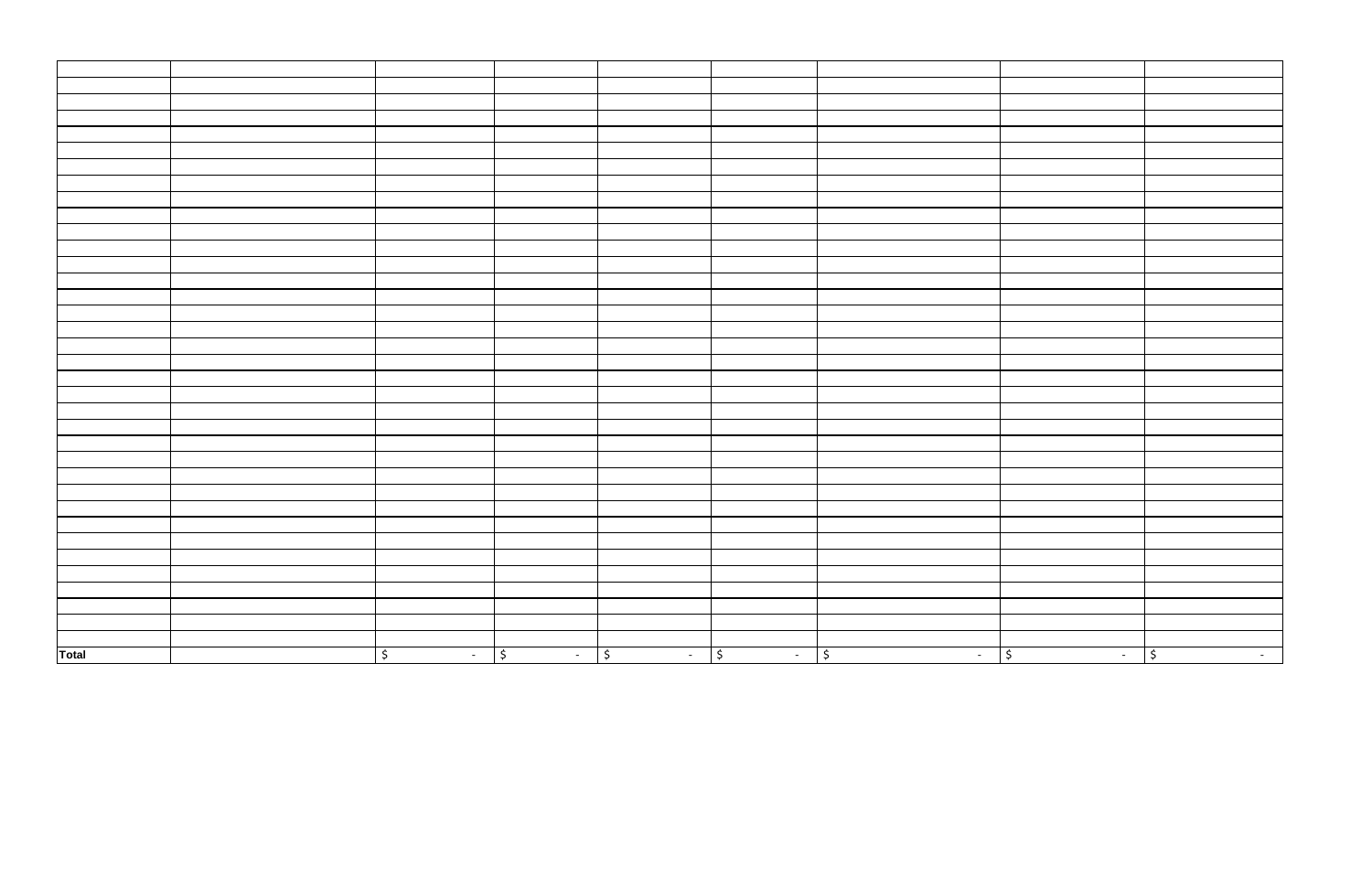| | | | | | | | | |
|---|---|---|---|---|---|---|---|---|
| | | | | | | | | |
| | | | | | | | | |
| | | | | | | | | |
| | | | | | | | | |
| | | | | | | | | |
| | | | | | | | | |
| | | | | | | | | |
| | | | | | | | | |
| | | | | | | | | |
| | | | | | | | | |
| | | | | | | | | |
| | | | | | | | | |
| | | | | | | | | |
| | | | | | | | | |
| | | | | | | | | |
| | | | | | | | | |
| | | | | | | | | |
| | | | | | | | | |
| | | | | | | | | |
| | | | | | | | | |
| | | | | | | | | |
| | | | | | | | | |
| | | | | | | | | |
| | | | | | | | | |
| | | | | | | | | |
| | | | | | | | | |
| | | | | | | | | |
| | | | | | | | | |
| | | | | | | | | |
| | | | | | | | | |
| | | | | | | | | |
| | | | | | | | | |
| | | | | | | | | |
| | | | | | | | | |
| **Total** | | $ - | $ - | $ - | $ - | $ - | $ - | $ - |